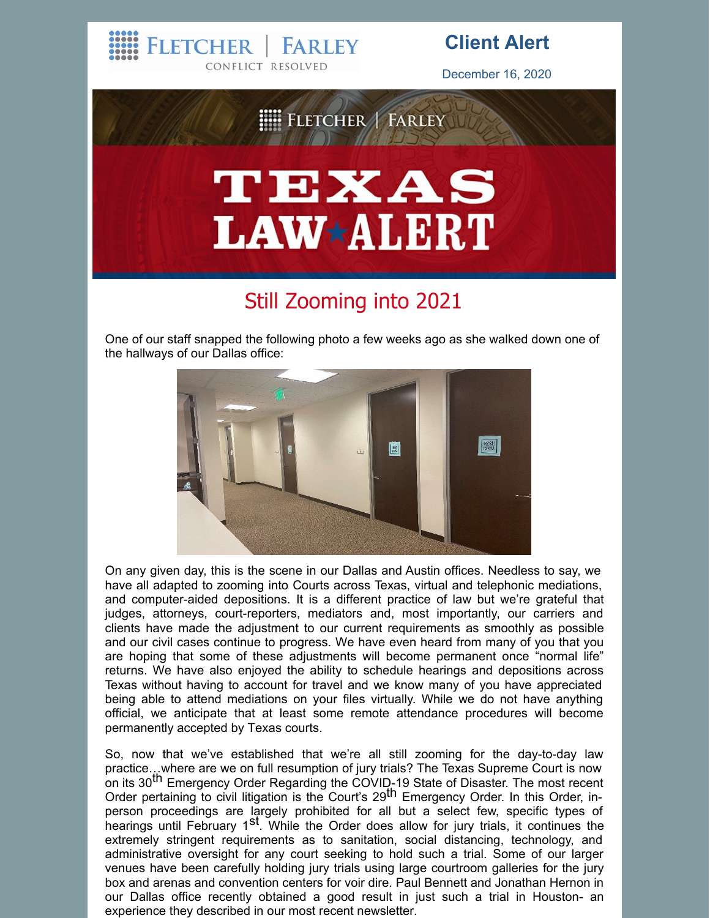FLETCHER | FARLEY
CONFLICT RESOLVED

# Client Alert

December 16, 2020

FLETCHER | FARLEY

# TEXAS LAW ALERT

## Still Zooming into 2021

One of our staff snapped the following photo a few weeks ago as she walked down one of the hallways of our Dallas office:

On any given day, this is the scene in our Dallas and Austin offices. Needless to say, we have all adapted to zooming into Courts across Texas, virtual and telephonic mediations, and computer-aided depositions. It is a different practice of law but we're grateful that judges, attorneys, court-reporters, mediators and, most importantly, our carriers and clients have made the adjustment to our current requirements as smoothly as possible and our civil cases continue to progress. We have even heard from many of you that you are hoping that some of these adjustments will become permanent once "normal life" returns. We have also enjoyed the ability to schedule hearings and depositions across Texas without having to account for travel and we know many of you have appreciated being able to attend mediations on your files virtually. While we do not have anything official, we anticipate that at least some remote attendance procedures will become permanently accepted by Texas courts.

So, now that we've established that we're all still zooming for the day-to-day law practice…where are we on full resumption of jury trials? The Texas Supreme Court is now on its 30th Emergency Order Regarding the COVID-19 State of Disaster. The most recent Order pertaining to civil litigation is the Court's 29th Emergency Order. In this Order, in-person proceedings are largely prohibited for all but a select few, specific types of hearings until February 1st. While the Order does allow for jury trials, it continues the extremely stringent requirements as to sanitation, social distancing, technology, and administrative oversight for any court seeking to hold such a trial. Some of our larger venues have been carefully holding jury trials using large courtroom galleries for the jury box and arenas and convention centers for voir dire. Paul Bennett and Jonathan Hernon in our Dallas office recently obtained a good result in just such a trial in Houston- an experience they described in our most recent newsletter.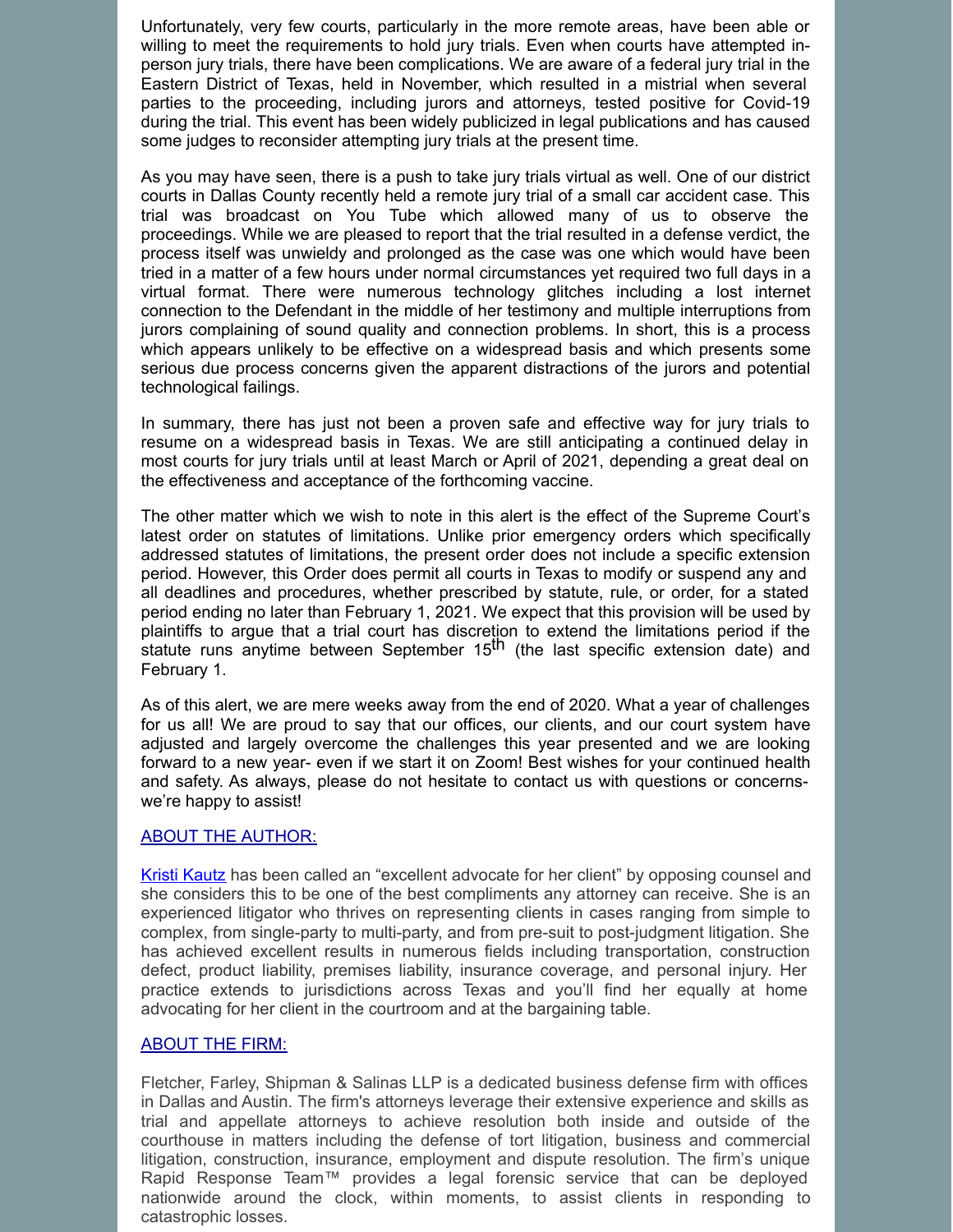Unfortunately, very few courts, particularly in the more remote areas, have been able or willing to meet the requirements to hold jury trials. Even when courts have attempted in-person jury trials, there have been complications. We are aware of a federal jury trial in the Eastern District of Texas, held in November, which resulted in a mistrial when several parties to the proceeding, including jurors and attorneys, tested positive for Covid-19 during the trial. This event has been widely publicized in legal publications and has caused some judges to reconsider attempting jury trials at the present time.

As you may have seen, there is a push to take jury trials virtual as well. One of our district courts in Dallas County recently held a remote jury trial of a small car accident case. This trial was broadcast on You Tube which allowed many of us to observe the proceedings. While we are pleased to report that the trial resulted in a defense verdict, the process itself was unwieldy and prolonged as the case was one which would have been tried in a matter of a few hours under normal circumstances yet required two full days in a virtual format. There were numerous technology glitches including a lost internet connection to the Defendant in the middle of her testimony and multiple interruptions from jurors complaining of sound quality and connection problems. In short, this is a process which appears unlikely to be effective on a widespread basis and which presents some serious due process concerns given the apparent distractions of the jurors and potential technological failings.

In summary, there has just not been a proven safe and effective way for jury trials to resume on a widespread basis in Texas. We are still anticipating a continued delay in most courts for jury trials until at least March or April of 2021, depending a great deal on the effectiveness and acceptance of the forthcoming vaccine.

The other matter which we wish to note in this alert is the effect of the Supreme Court's latest order on statutes of limitations. Unlike prior emergency orders which specifically addressed statutes of limitations, the present order does not include a specific extension period. However, this Order does permit all courts in Texas to modify or suspend any and all deadlines and procedures, whether prescribed by statute, rule, or order, for a stated period ending no later than February 1, 2021. We expect that this provision will be used by plaintiffs to argue that a trial court has discretion to extend the limitations period if the statute runs anytime between September 15th (the last specific extension date) and February 1.

As of this alert, we are mere weeks away from the end of 2020. What a year of challenges for us all! We are proud to say that our offices, our clients, and our court system have adjusted and largely overcome the challenges this year presented and we are looking forward to a new year- even if we start it on Zoom! Best wishes for your continued health and safety. As always, please do not hesitate to contact us with questions or concerns- we're happy to assist!

## ABOUT THE AUTHOR:

Kristi Kautz has been called an "excellent advocate for her client" by opposing counsel and she considers this to be one of the best compliments any attorney can receive. She is an experienced litigator who thrives on representing clients in cases ranging from simple to complex, from single-party to multi-party, and from pre-suit to post-judgment litigation. She has achieved excellent results in numerous fields including transportation, construction defect, product liability, premises liability, insurance coverage, and personal injury. Her practice extends to jurisdictions across Texas and you'll find her equally at home advocating for her client in the courtroom and at the bargaining table.

## ABOUT THE FIRM:

Fletcher, Farley, Shipman & Salinas LLP is a dedicated business defense firm with offices in Dallas and Austin. The firm's attorneys leverage their extensive experience and skills as trial and appellate attorneys to achieve resolution both inside and outside of the courthouse in matters including the defense of tort litigation, business and commercial litigation, construction, insurance, employment and dispute resolution. The firm's unique Rapid Response Team™ provides a legal forensic service that can be deployed nationwide around the clock, within moments, to assist clients in responding to catastrophic losses.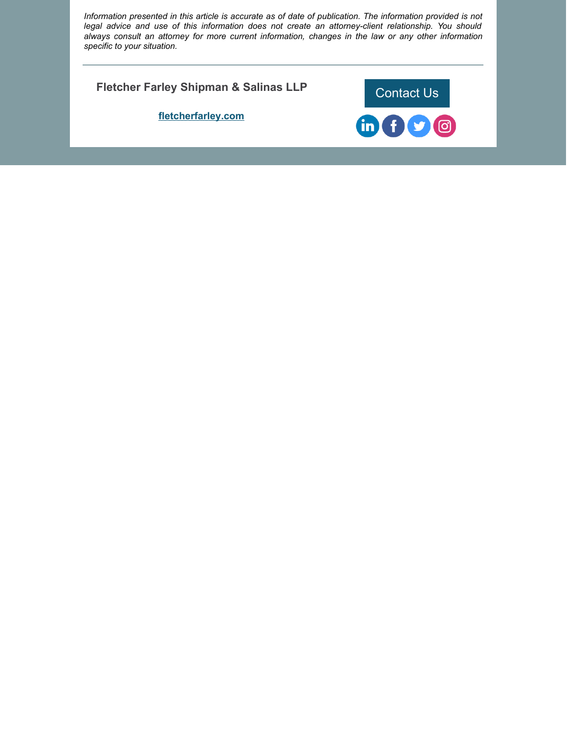*Information presented in this article is accurate as of date of publication. The information provided is not legal advice and use of this information does not create an attorney-client relationship. You should always consult an attorney for more current information, changes in the law or any other information specific to your situation.*

---

**Fletcher Farley Shipman & Salinas LLP**

**fletcherfarley.com**

Contact Us